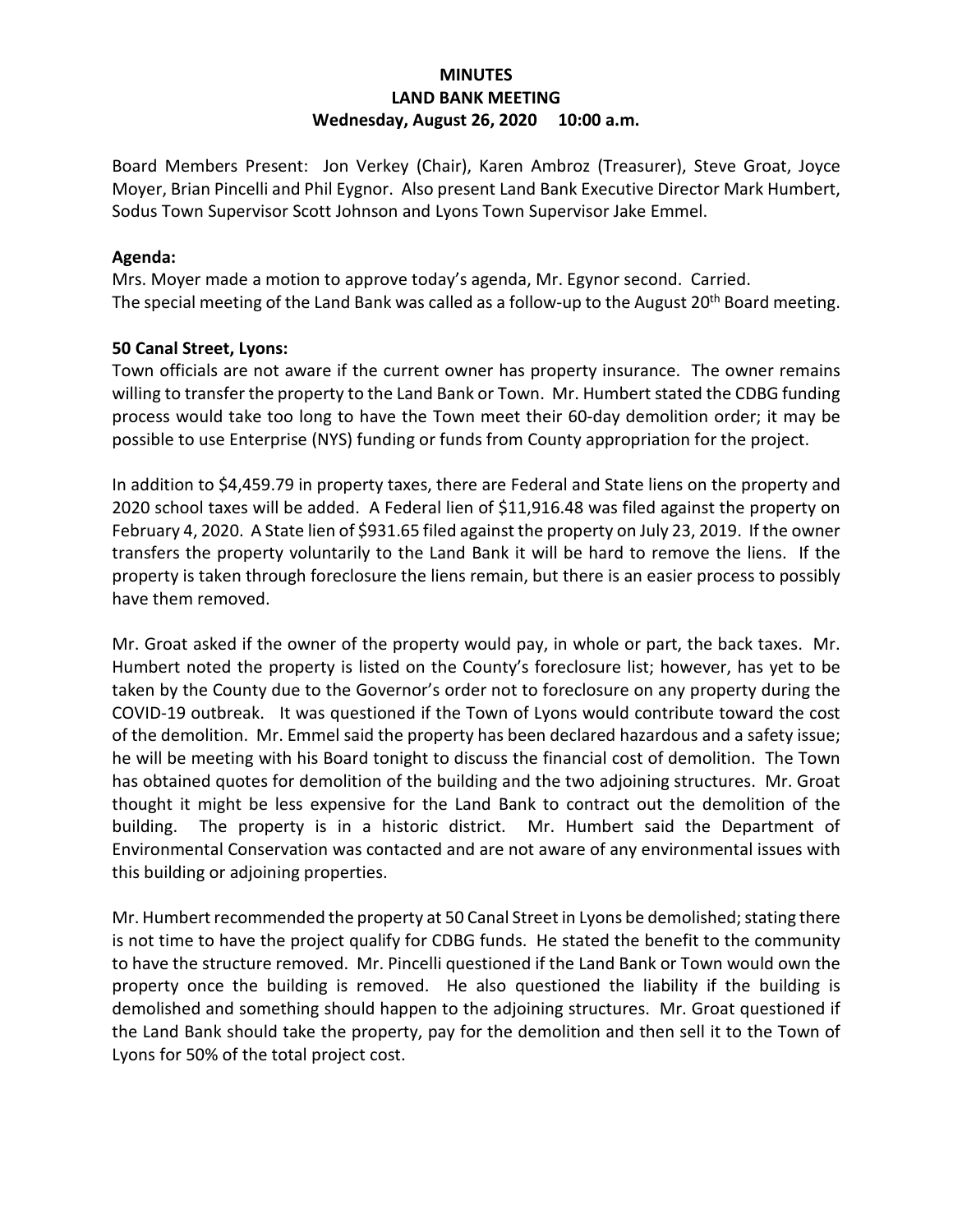**MINUTES**
**LAND BANK MEETING**
**Wednesday, August 26, 2020 10:00 a.m.**

Board Members Present: Jon Verkey (Chair), Karen Ambroz (Treasurer), Steve Groat, Joyce Moyer, Brian Pincelli and Phil Eygnor. Also present Land Bank Executive Director Mark Humbert, Sodus Town Supervisor Scott Johnson and Lyons Town Supervisor Jake Emmel.

**Agenda:**

Mrs. Moyer made a motion to approve today's agenda, Mr. Egynor second. Carried.
The special meeting of the Land Bank was called as a follow-up to the August 20th Board meeting.

**50 Canal Street, Lyons:**

Town officials are not aware if the current owner has property insurance. The owner remains willing to transfer the property to the Land Bank or Town. Mr. Humbert stated the CDBG funding process would take too long to have the Town meet their 60-day demolition order; it may be possible to use Enterprise (NYS) funding or funds from County appropriation for the project.

In addition to $4,459.79 in property taxes, there are Federal and State liens on the property and 2020 school taxes will be added. A Federal lien of $11,916.48 was filed against the property on February 4, 2020. A State lien of $931.65 filed against the property on July 23, 2019. If the owner transfers the property voluntarily to the Land Bank it will be hard to remove the liens. If the property is taken through foreclosure the liens remain, but there is an easier process to possibly have them removed.

Mr. Groat asked if the owner of the property would pay, in whole or part, the back taxes. Mr. Humbert noted the property is listed on the County's foreclosure list; however, has yet to be taken by the County due to the Governor's order not to foreclosure on any property during the COVID-19 outbreak. It was questioned if the Town of Lyons would contribute toward the cost of the demolition. Mr. Emmel said the property has been declared hazardous and a safety issue; he will be meeting with his Board tonight to discuss the financial cost of demolition. The Town has obtained quotes for demolition of the building and the two adjoining structures. Mr. Groat thought it might be less expensive for the Land Bank to contract out the demolition of the building. The property is in a historic district. Mr. Humbert said the Department of Environmental Conservation was contacted and are not aware of any environmental issues with this building or adjoining properties.

Mr. Humbert recommended the property at 50 Canal Street in Lyons be demolished; stating there is not time to have the project qualify for CDBG funds. He stated the benefit to the community to have the structure removed. Mr. Pincelli questioned if the Land Bank or Town would own the property once the building is removed. He also questioned the liability if the building is demolished and something should happen to the adjoining structures. Mr. Groat questioned if the Land Bank should take the property, pay for the demolition and then sell it to the Town of Lyons for 50% of the total project cost.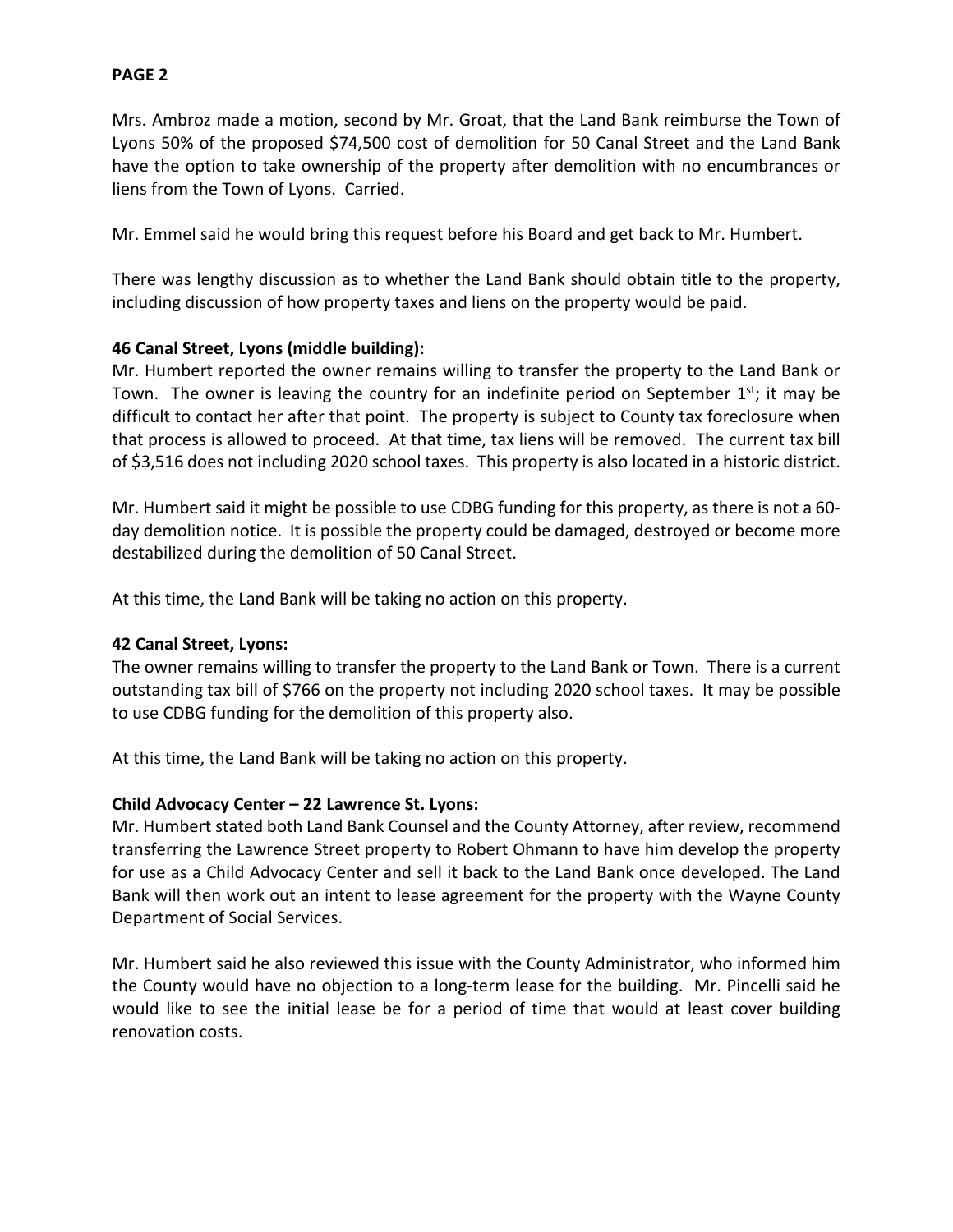**PAGE 2**

Mrs. Ambroz made a motion, second by Mr. Groat, that the Land Bank reimburse the Town of Lyons 50% of the proposed $74,500 cost of demolition for 50 Canal Street and the Land Bank have the option to take ownership of the property after demolition with no encumbrances or liens from the Town of Lyons. Carried.

Mr. Emmel said he would bring this request before his Board and get back to Mr. Humbert.

There was lengthy discussion as to whether the Land Bank should obtain title to the property, including discussion of how property taxes and liens on the property would be paid.

**46 Canal Street, Lyons (middle building):**

Mr. Humbert reported the owner remains willing to transfer the property to the Land Bank or Town. The owner is leaving the country for an indefinite period on September 1st; it may be difficult to contact her after that point. The property is subject to County tax foreclosure when that process is allowed to proceed. At that time, tax liens will be removed. The current tax bill of $3,516 does not including 2020 school taxes. This property is also located in a historic district.

Mr. Humbert said it might be possible to use CDBG funding for this property, as there is not a 60-day demolition notice. It is possible the property could be damaged, destroyed or become more destabilized during the demolition of 50 Canal Street.

At this time, the Land Bank will be taking no action on this property.

**42 Canal Street, Lyons:**

The owner remains willing to transfer the property to the Land Bank or Town. There is a current outstanding tax bill of $766 on the property not including 2020 school taxes. It may be possible to use CDBG funding for the demolition of this property also.

At this time, the Land Bank will be taking no action on this property.

**Child Advocacy Center – 22 Lawrence St. Lyons:**

Mr. Humbert stated both Land Bank Counsel and the County Attorney, after review, recommend transferring the Lawrence Street property to Robert Ohmann to have him develop the property for use as a Child Advocacy Center and sell it back to the Land Bank once developed. The Land Bank will then work out an intent to lease agreement for the property with the Wayne County Department of Social Services.

Mr. Humbert said he also reviewed this issue with the County Administrator, who informed him the County would have no objection to a long-term lease for the building. Mr. Pincelli said he would like to see the initial lease be for a period of time that would at least cover building renovation costs.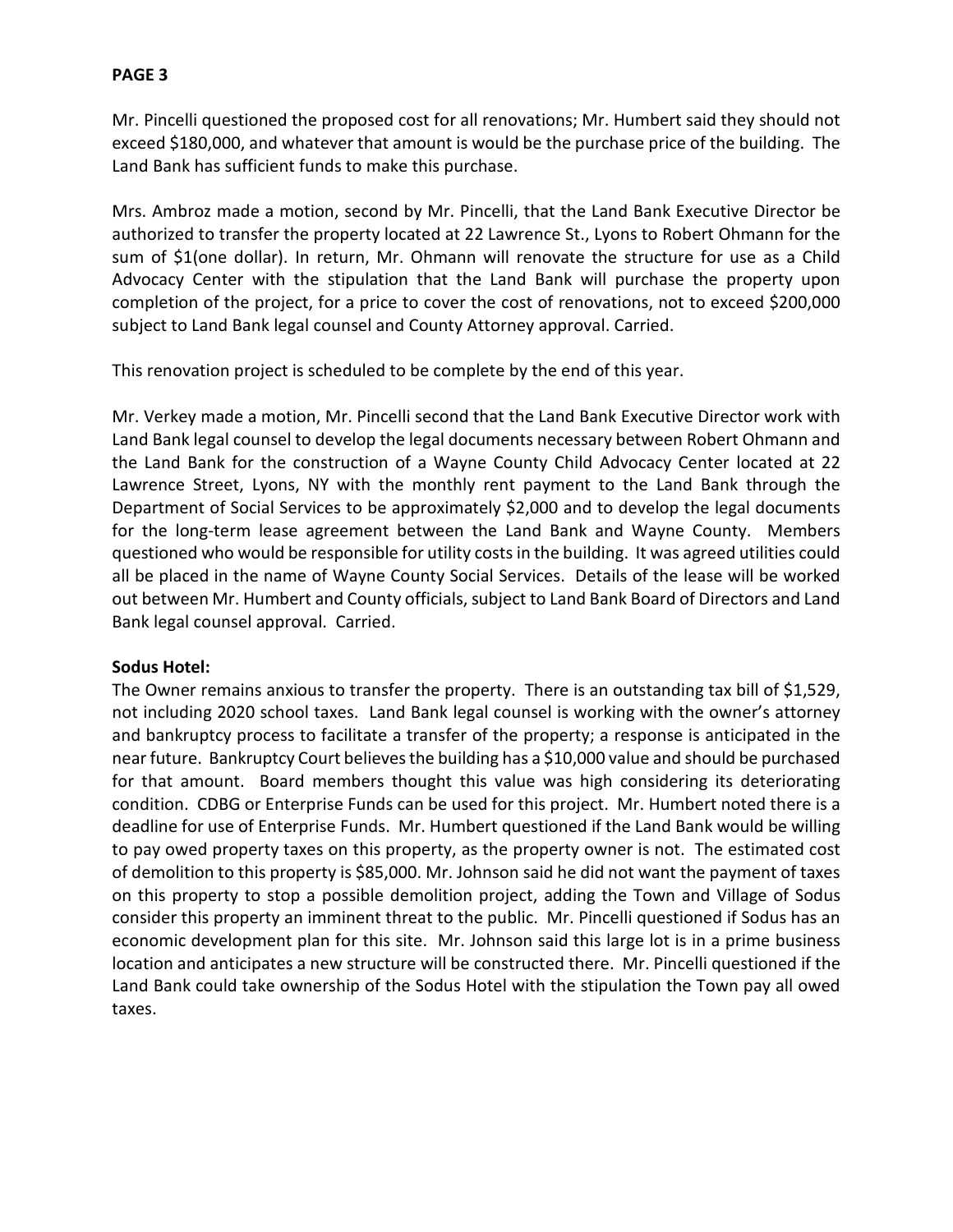Mr. Pincelli questioned the proposed cost for all renovations; Mr. Humbert said they should not exceed $180,000, and whatever that amount is would be the purchase price of the building. The Land Bank has sufficient funds to make this purchase.

Mrs. Ambroz made a motion, second by Mr. Pincelli, that the Land Bank Executive Director be authorized to transfer the property located at 22 Lawrence St., Lyons to Robert Ohmann for the sum of $1(one dollar). In return, Mr. Ohmann will renovate the structure for use as a Child Advocacy Center with the stipulation that the Land Bank will purchase the property upon completion of the project, for a price to cover the cost of renovations, not to exceed $200,000 subject to Land Bank legal counsel and County Attorney approval. Carried.

This renovation project is scheduled to be complete by the end of this year.

Mr. Verkey made a motion, Mr. Pincelli second that the Land Bank Executive Director work with Land Bank legal counsel to develop the legal documents necessary between Robert Ohmann and the Land Bank for the construction of a Wayne County Child Advocacy Center located at 22 Lawrence Street, Lyons, NY with the monthly rent payment to the Land Bank through the Department of Social Services to be approximately $2,000 and to develop the legal documents for the long-term lease agreement between the Land Bank and Wayne County. Members questioned who would be responsible for utility costs in the building. It was agreed utilities could all be placed in the name of Wayne County Social Services. Details of the lease will be worked out between Mr. Humbert and County officials, subject to Land Bank Board of Directors and Land Bank legal counsel approval. Carried.

**Sodus Hotel:**
The Owner remains anxious to transfer the property. There is an outstanding tax bill of $1,529, not including 2020 school taxes. Land Bank legal counsel is working with the owner's attorney and bankruptcy process to facilitate a transfer of the property; a response is anticipated in the near future. Bankruptcy Court believes the building has a $10,000 value and should be purchased for that amount. Board members thought this value was high considering its deteriorating condition. CDBG or Enterprise Funds can be used for this project. Mr. Humbert noted there is a deadline for use of Enterprise Funds. Mr. Humbert questioned if the Land Bank would be willing to pay owed property taxes on this property, as the property owner is not. The estimated cost of demolition to this property is $85,000. Mr. Johnson said he did not want the payment of taxes on this property to stop a possible demolition project, adding the Town and Village of Sodus consider this property an imminent threat to the public. Mr. Pincelli questioned if Sodus has an economic development plan for this site. Mr. Johnson said this large lot is in a prime business location and anticipates a new structure will be constructed there. Mr. Pincelli questioned if the Land Bank could take ownership of the Sodus Hotel with the stipulation the Town pay all owed taxes.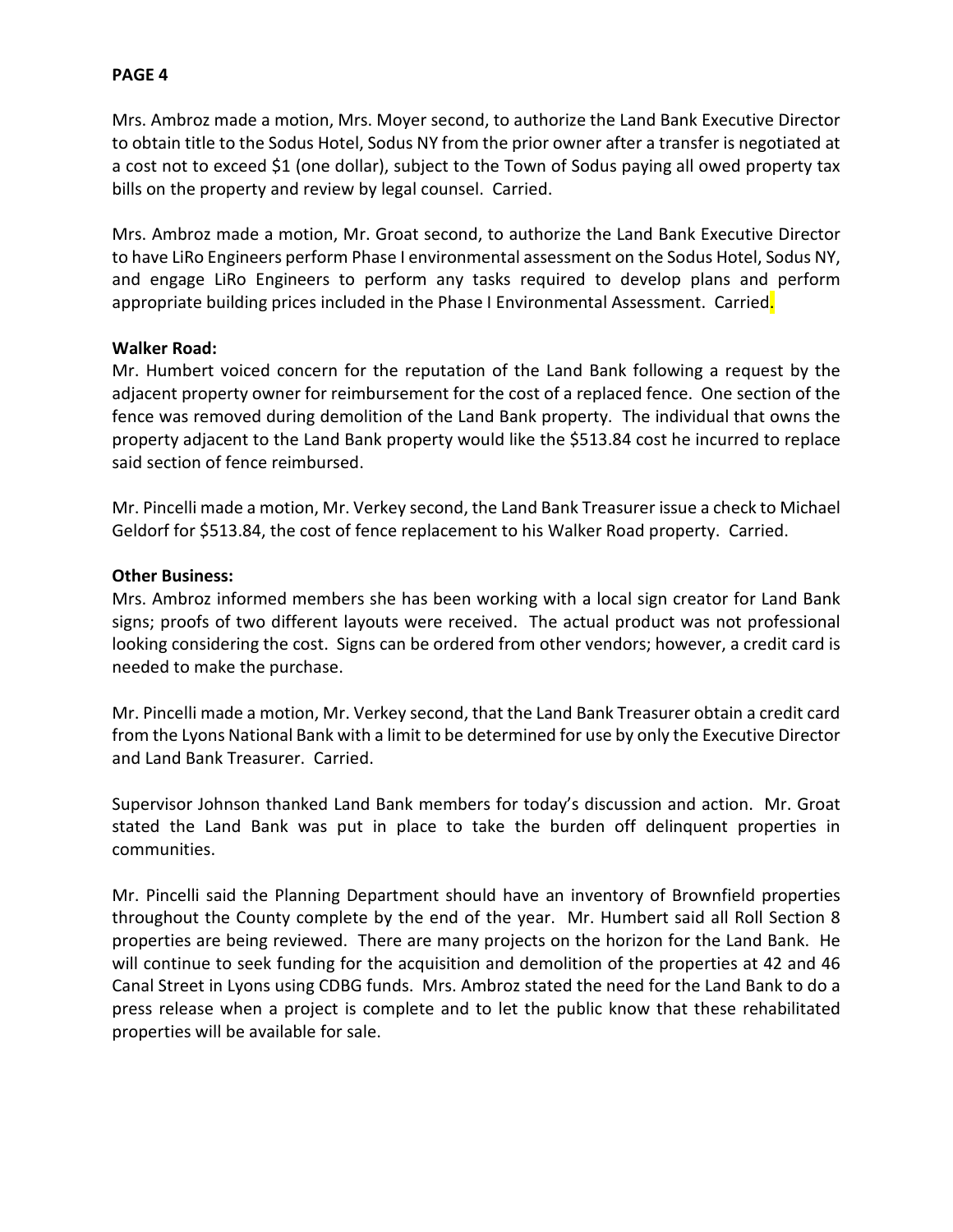Mrs. Ambroz made a motion, Mrs. Moyer second, to authorize the Land Bank Executive Director to obtain title to the Sodus Hotel, Sodus NY from the prior owner after a transfer is negotiated at a cost not to exceed $1 (one dollar), subject to the Town of Sodus paying all owed property tax bills on the property and review by legal counsel. Carried.

Mrs. Ambroz made a motion, Mr. Groat second, to authorize the Land Bank Executive Director to have LiRo Engineers perform Phase I environmental assessment on the Sodus Hotel, Sodus NY, and engage LiRo Engineers to perform any tasks required to develop plans and perform appropriate building prices included in the Phase I Environmental Assessment. Carried.

**Walker Road:**
Mr. Humbert voiced concern for the reputation of the Land Bank following a request by the adjacent property owner for reimbursement for the cost of a replaced fence. One section of the fence was removed during demolition of the Land Bank property. The individual that owns the property adjacent to the Land Bank property would like the $513.84 cost he incurred to replace said section of fence reimbursed.

Mr. Pincelli made a motion, Mr. Verkey second, the Land Bank Treasurer issue a check to Michael Geldorf for $513.84, the cost of fence replacement to his Walker Road property. Carried.

**Other Business:**
Mrs. Ambroz informed members she has been working with a local sign creator for Land Bank signs; proofs of two different layouts were received. The actual product was not professional looking considering the cost. Signs can be ordered from other vendors; however, a credit card is needed to make the purchase.

Mr. Pincelli made a motion, Mr. Verkey second, that the Land Bank Treasurer obtain a credit card from the Lyons National Bank with a limit to be determined for use by only the Executive Director and Land Bank Treasurer. Carried.

Supervisor Johnson thanked Land Bank members for today's discussion and action. Mr. Groat stated the Land Bank was put in place to take the burden off delinquent properties in communities.

Mr. Pincelli said the Planning Department should have an inventory of Brownfield properties throughout the County complete by the end of the year. Mr. Humbert said all Roll Section 8 properties are being reviewed. There are many projects on the horizon for the Land Bank. He will continue to seek funding for the acquisition and demolition of the properties at 42 and 46 Canal Street in Lyons using CDBG funds. Mrs. Ambroz stated the need for the Land Bank to do a press release when a project is complete and to let the public know that these rehabilitated properties will be available for sale.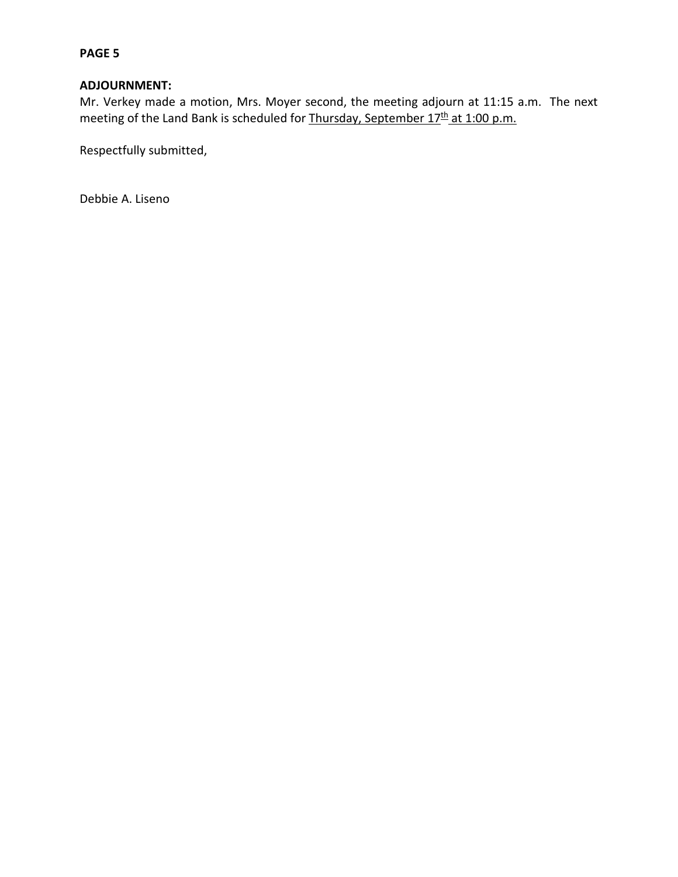**ADJOURNMENT:**

Mr. Verkey made a motion, Mrs. Moyer second, the meeting adjourn at 11:15 a.m. The next meeting of the Land Bank is scheduled for Thursday, September 17th at 1:00 p.m.

Respectfully submitted,

Debbie A. Liseno